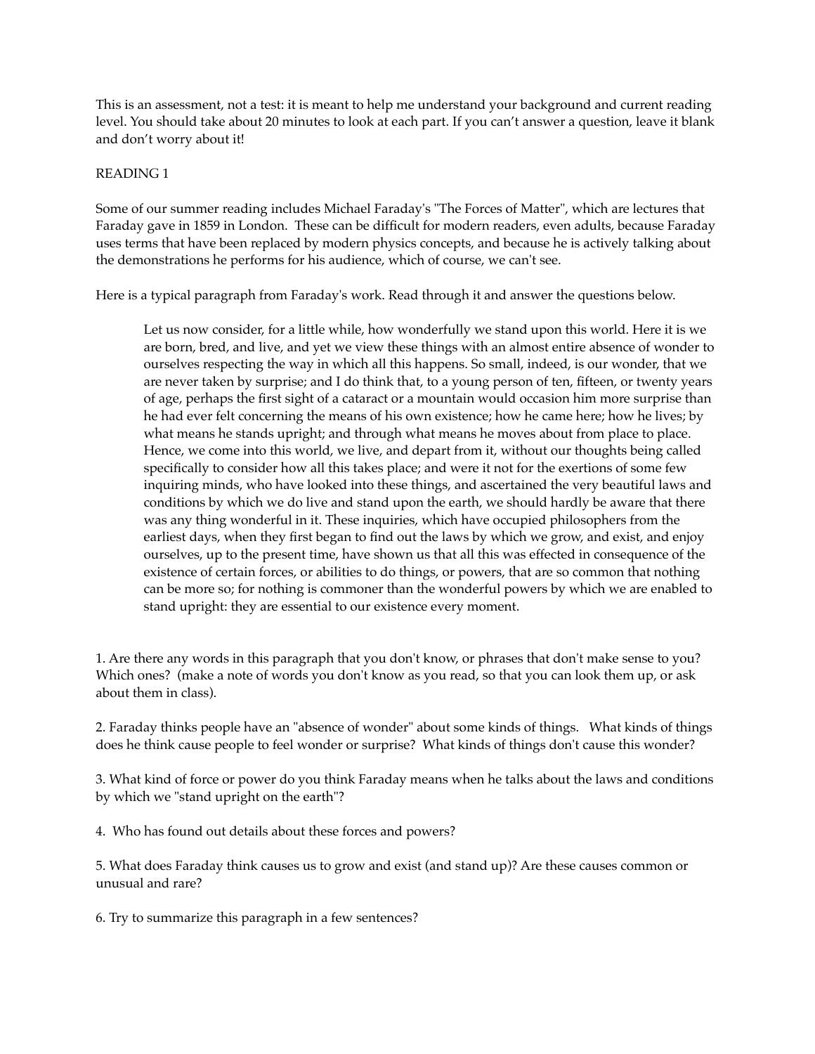This is an assessment, not a test: it is meant to help me understand your background and current reading level. You should take about 20 minutes to look at each part. If you can't answer a question, leave it blank and don't worry about it!

READING 1

Some of our summer reading includes Michael Faraday's "The Forces of Matter", which are lectures that Faraday gave in 1859 in London. These can be difficult for modern readers, even adults, because Faraday uses terms that have been replaced by modern physics concepts, and because he is actively talking about the demonstrations he performs for his audience, which of course, we can't see.

Here is a typical paragraph from Faraday's work. Read through it and answer the questions below.

> Let us now consider, for a little while, how wonderfully we stand upon this world. Here it is we are born, bred, and live, and yet we view these things with an almost entire absence of wonder to ourselves respecting the way in which all this happens. So small, indeed, is our wonder, that we are never taken by surprise; and I do think that, to a young person of ten, fifteen, or twenty years of age, perhaps the first sight of a cataract or a mountain would occasion him more surprise than he had ever felt concerning the means of his own existence; how he came here; how he lives; by what means he stands upright; and through what means he moves about from place to place. Hence, we come into this world, we live, and depart from it, without our thoughts being called specifically to consider how all this takes place; and were it not for the exertions of some few inquiring minds, who have looked into these things, and ascertained the very beautiful laws and conditions by which we do live and stand upon the earth, we should hardly be aware that there was any thing wonderful in it. These inquiries, which have occupied philosophers from the earliest days, when they first began to find out the laws by which we grow, and exist, and enjoy ourselves, up to the present time, have shown us that all this was effected in consequence of the existence of certain forces, or abilities to do things, or powers, that are so common that nothing can be more so; for nothing is commoner than the wonderful powers by which we are enabled to stand upright: they are essential to our existence every moment.

1. Are there any words in this paragraph that you don't know, or phrases that don't make sense to you? Which ones? (make a note of words you don't know as you read, so that you can look them up, or ask about them in class).

2. Faraday thinks people have an "absence of wonder" about some kinds of things. What kinds of things does he think cause people to feel wonder or surprise? What kinds of things don't cause this wonder?

3. What kind of force or power do you think Faraday means when he talks about the laws and conditions by which we "stand upright on the earth"?

4. Who has found out details about these forces and powers?

5. What does Faraday think causes us to grow and exist (and stand up)? Are these causes common or unusual and rare?

6. Try to summarize this paragraph in a few sentences?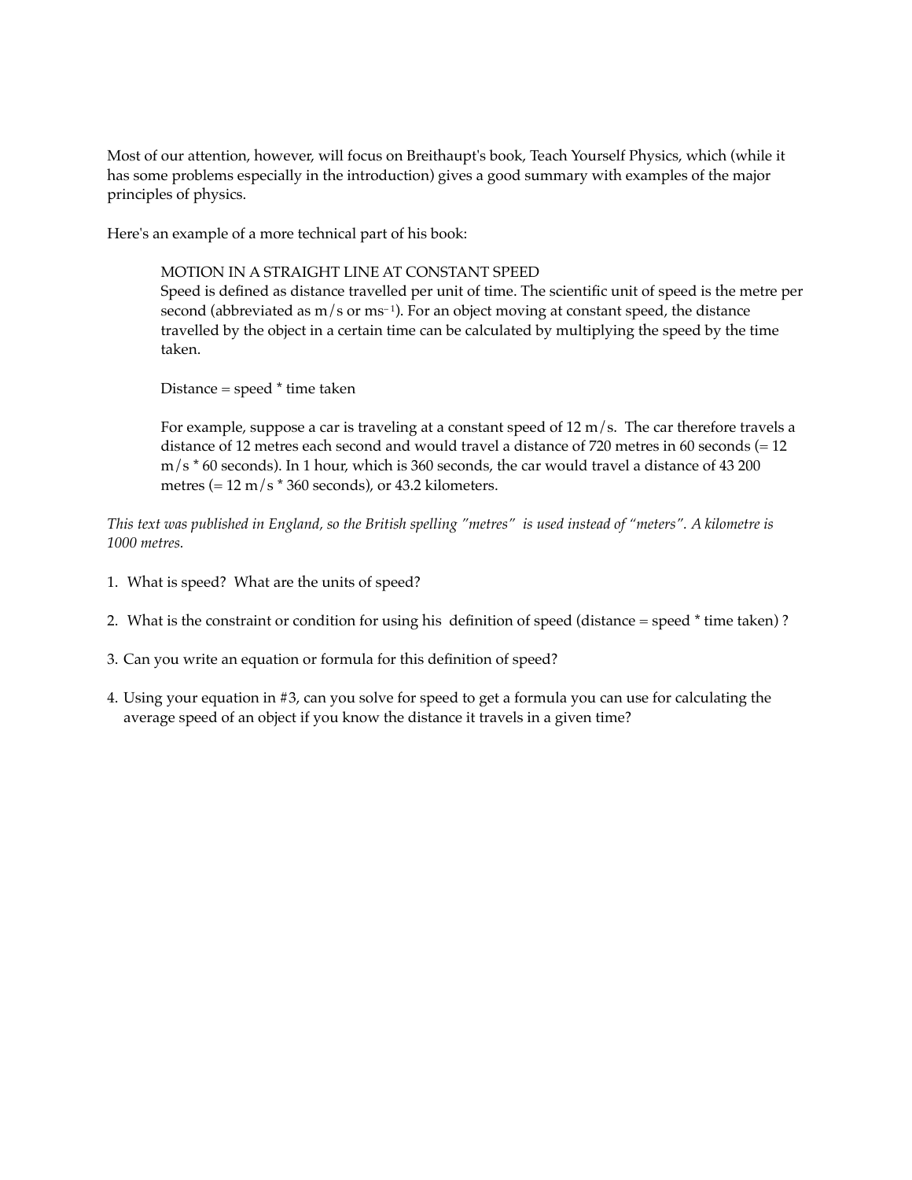Most of our attention, however, will focus on Breithaupt's book, Teach Yourself Physics, which (while it has some problems especially in the introduction) gives a good summary with examples of the major principles of physics.

Here's an example of a more technical part of his book:

> MOTION IN A STRAIGHT LINE AT CONSTANT SPEED
> Speed is defined as distance travelled per unit of time. The scientific unit of speed is the metre per second (abbreviated as m/s or $ms^{-1}$). For an object moving at constant speed, the distance travelled by the object in a certain time can be calculated by multiplying the speed by the time taken.
>
> Distance = speed * time taken
>
> For example, suppose a car is traveling at a constant speed of 12 m/s. The car therefore travels a distance of 12 metres each second and would travel a distance of 720 metres in 60 seconds (= 12 m/s * 60 seconds). In 1 hour, which is 360 seconds, the car would travel a distance of 43 200 metres (= 12 m/s * 360 seconds), or 43.2 kilometers.

*This text was published in England, so the British spelling "metres" is used instead of "meters". A kilometre is 1000 metres.*

1. What is speed? What are the units of speed?

2. What is the constraint or condition for using his definition of speed (distance = speed * time taken) ?

3. Can you write an equation or formula for this definition of speed?

4. Using your equation in #3, can you solve for speed to get a formula you can use for calculating the average speed of an object if you know the distance it travels in a given time?